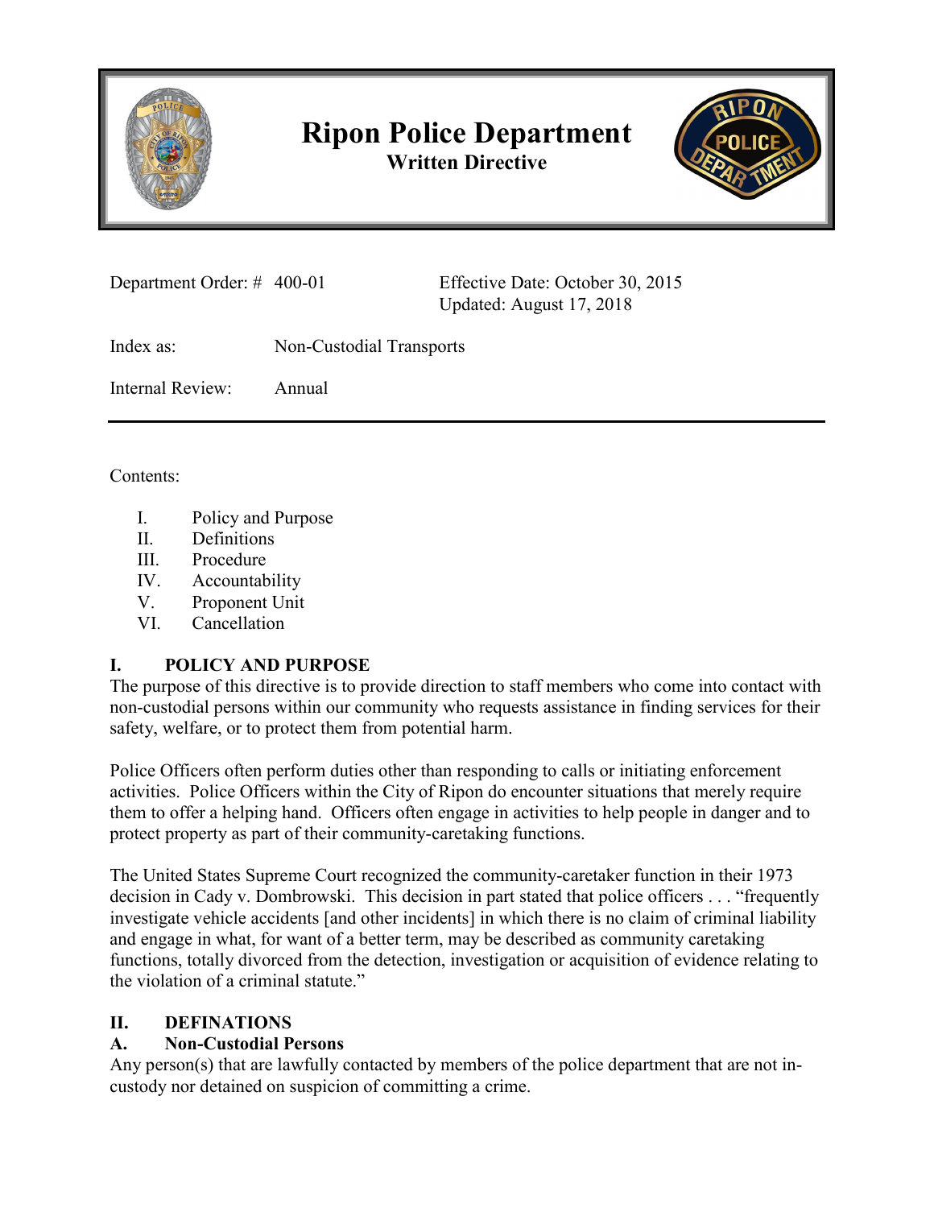# Ripon Police Department

**Written Directive**

| | | |
|---|---|---|
| Department Order: # | 400-01 | Effective Date: October 30, 2015<br>Updated: August 17, 2018 |
| Index as: | Non-Custodial Transports | |
| Internal Review: | Annual | |

Contents:

I. Policy and Purpose
II. Definitions
III. Procedure
IV. Accountability
V. Proponent Unit
VI. Cancellation

## I. POLICY AND PURPOSE

The purpose of this directive is to provide direction to staff members who come into contact with non-custodial persons within our community who requests assistance in finding services for their safety, welfare, or to protect them from potential harm.

Police Officers often perform duties other than responding to calls or initiating enforcement activities. Police Officers within the City of Ripon do encounter situations that merely require them to offer a helping hand. Officers often engage in activities to help people in danger and to protect property as part of their community-caretaking functions.

The United States Supreme Court recognized the community-caretaker function in their 1973 decision in Cady v. Dombrowski. This decision in part stated that police officers . . . "frequently investigate vehicle accidents [and other incidents] in which there is no claim of criminal liability and engage in what, for want of a better term, may be described as community caretaking functions, totally divorced from the detection, investigation or acquisition of evidence relating to the violation of a criminal statute."

## II. DEFINATIONS

### A. Non-Custodial Persons

Any person(s) that are lawfully contacted by members of the police department that are not in-custody nor detained on suspicion of committing a crime.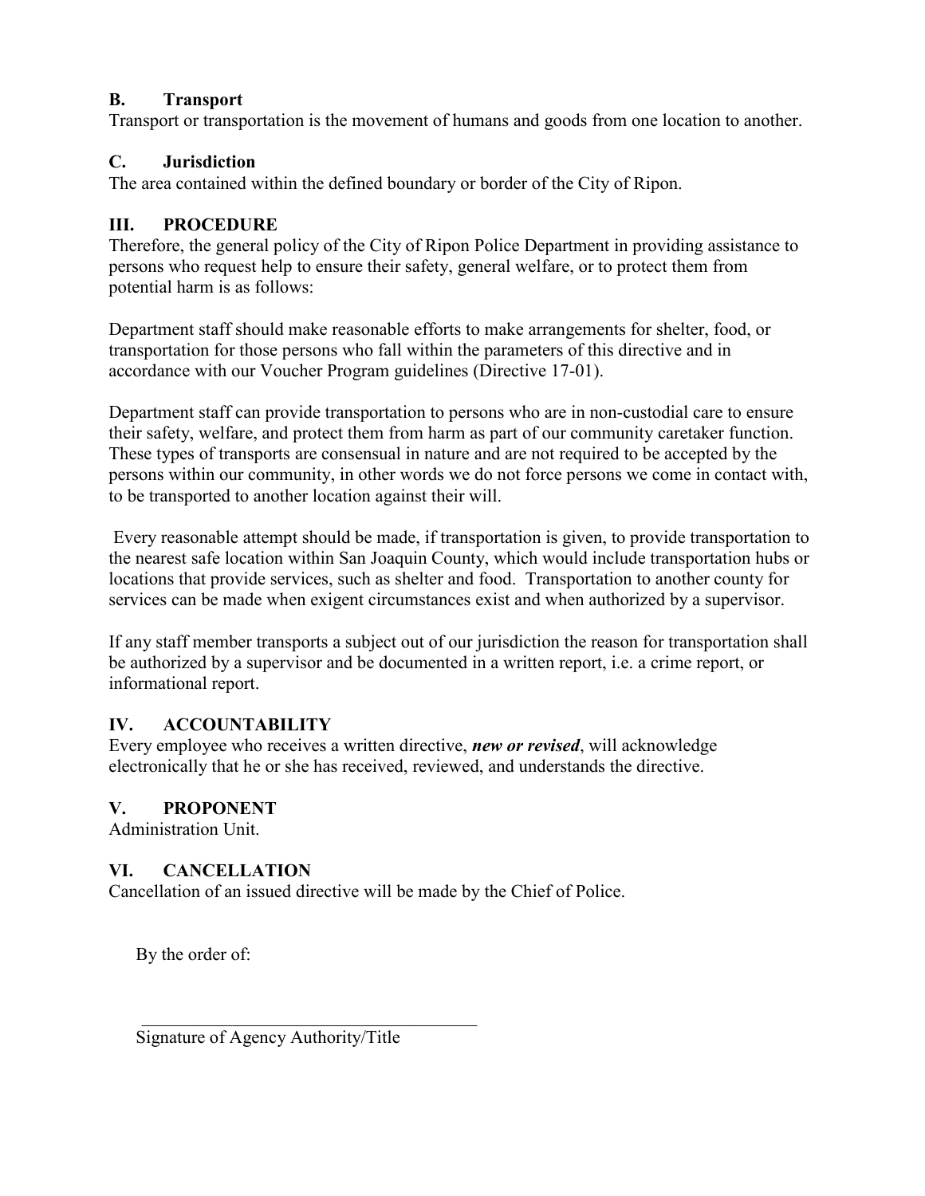### B. Transport

Transport or transportation is the movement of humans and goods from one location to another.

### C. Jurisdiction

The area contained within the defined boundary or border of the City of Ripon.

## III. PROCEDURE

Therefore, the general policy of the City of Ripon Police Department in providing assistance to persons who request help to ensure their safety, general welfare, or to protect them from potential harm is as follows:

Department staff should make reasonable efforts to make arrangements for shelter, food, or transportation for those persons who fall within the parameters of this directive and in accordance with our Voucher Program guidelines (Directive 17-01).

Department staff can provide transportation to persons who are in non-custodial care to ensure their safety, welfare, and protect them from harm as part of our community caretaker function. These types of transports are consensual in nature and are not required to be accepted by the persons within our community, in other words we do not force persons we come in contact with, to be transported to another location against their will.

Every reasonable attempt should be made, if transportation is given, to provide transportation to the nearest safe location within San Joaquin County, which would include transportation hubs or locations that provide services, such as shelter and food. Transportation to another county for services can be made when exigent circumstances exist and when authorized by a supervisor.

If any staff member transports a subject out of our jurisdiction the reason for transportation shall be authorized by a supervisor and be documented in a written report, i.e. a crime report, or informational report.

## IV. ACCOUNTABILITY

Every employee who receives a written directive, ***new or revised***, will acknowledge electronically that he or she has received, reviewed, and understands the directive.

## V. PROPONENT

Administration Unit.

## VI. CANCELLATION

Cancellation of an issued directive will be made by the Chief of Police.

By the order of:

\_\_\_\_\_\_\_\_\_\_\_\_\_\_\_\_\_\_\_\_\_\_\_\_\_\_\_\_\_\_\_\_\_\_\_\_\_\_\_\_

Signature of Agency Authority/Title